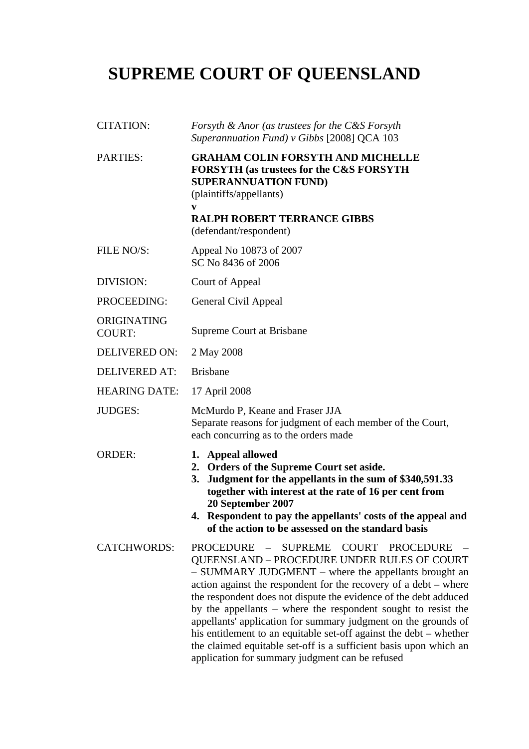# SUPREME COURT OF QUEENSLAND

| | |
|---|---|
| CITATION: | *Forsyth & Anor (as trustees for the C&S Forsyth Superannuation Fund) v Gibbs* [2008] QCA 103 |
| PARTIES: | **GRAHAM COLIN FORSYTH AND MICHELLE FORSYTH (as trustees for the C&S FORSYTH SUPERANNUATION FUND)**<br>(plaintiffs/appellants)<br>**v**<br>**RALPH ROBERT TERRANCE GIBBS**<br>(defendant/respondent) |
| FILE NO/S: | Appeal No 10873 of 2007<br>SC No 8436 of 2006 |
| DIVISION: | Court of Appeal |
| PROCEEDING: | General Civil Appeal |
| ORIGINATING COURT: | Supreme Court at Brisbane |
| DELIVERED ON: | 2 May 2008 |
| DELIVERED AT: | Brisbane |
| HEARING DATE: | 17 April 2008 |
| JUDGES: | McMurdo P, Keane and Fraser JJA<br>Separate reasons for judgment of each member of the Court, each concurring as to the orders made |
| ORDER: | **1. Appeal allowed**<br>**2. Orders of the Supreme Court set aside.**<br>**3. Judgment for the appellants in the sum of $340,591.33 together with interest at the rate of 16 per cent from 20 September 2007**<br>**4. Respondent to pay the appellants' costs of the appeal and of the action to be assessed on the standard basis** |
| CATCHWORDS: | PROCEDURE – SUPREME COURT PROCEDURE – QUEENSLAND – PROCEDURE UNDER RULES OF COURT – SUMMARY JUDGMENT – where the appellants brought an action against the respondent for the recovery of a debt – where the respondent does not dispute the evidence of the debt adduced by the appellants – where the respondent sought to resist the appellants' application for summary judgment on the grounds of his entitlement to an equitable set-off against the debt – whether the claimed equitable set-off is a sufficient basis upon which an application for summary judgment can be refused |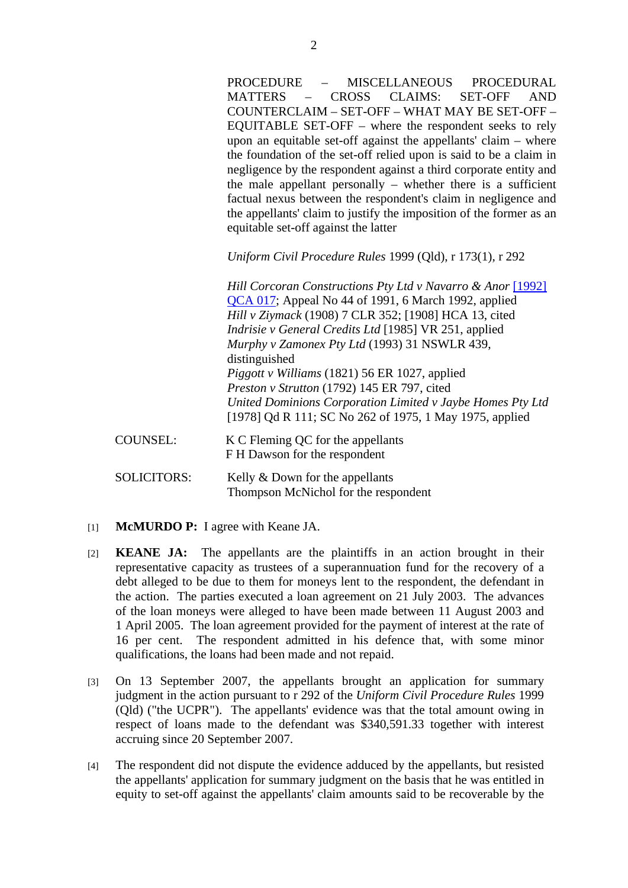PROCEDURE – MISCELLANEOUS PROCEDURAL MATTERS – CROSS CLAIMS: SET-OFF AND COUNTERCLAIM – SET-OFF – WHAT MAY BE SET-OFF – EQUITABLE SET-OFF – where the respondent seeks to rely upon an equitable set-off against the appellants' claim – where the foundation of the set-off relied upon is said to be a claim in negligence by the respondent against a third corporate entity and the male appellant personally – whether there is a sufficient factual nexus between the respondent's claim in negligence and the appellants' claim to justify the imposition of the former as an equitable set-off against the latter

*Uniform Civil Procedure Rules* 1999 (Qld), r 173(1), r 292

*Hill Corcoran Constructions Pty Ltd v Navarro & Anor* [1992] QCA 017; Appeal No 44 of 1991, 6 March 1992, applied
*Hill v Ziymack* (1908) 7 CLR 352; [1908] HCA 13, cited
*Indrisie v General Credits Ltd* [1985] VR 251, applied
*Murphy v Zamonex Pty Ltd* (1993) 31 NSWLR 439, distinguished
*Piggott v Williams* (1821) 56 ER 1027, applied
*Preston v Strutton* (1792) 145 ER 797, cited
*United Dominions Corporation Limited v Jaybe Homes Pty Ltd* [1978] Qd R 111; SC No 262 of 1975, 1 May 1975, applied

COUNSEL: K C Fleming QC for the appellants
F H Dawson for the respondent

SOLICITORS: Kelly & Down for the appellants
Thompson McNichol for the respondent

[1] **McMURDO P:** I agree with Keane JA.

[2] **KEANE JA:** The appellants are the plaintiffs in an action brought in their representative capacity as trustees of a superannuation fund for the recovery of a debt alleged to be due to them for moneys lent to the respondent, the defendant in the action. The parties executed a loan agreement on 21 July 2003. The advances of the loan moneys were alleged to have been made between 11 August 2003 and 1 April 2005. The loan agreement provided for the payment of interest at the rate of 16 per cent. The respondent admitted in his defence that, with some minor qualifications, the loans had been made and not repaid.

[3] On 13 September 2007, the appellants brought an application for summary judgment in the action pursuant to r 292 of the *Uniform Civil Procedure Rules* 1999 (Qld) ("the UCPR"). The appellants' evidence was that the total amount owing in respect of loans made to the defendant was $340,591.33 together with interest accruing since 20 September 2007.

[4] The respondent did not dispute the evidence adduced by the appellants, but resisted the appellants' application for summary judgment on the basis that he was entitled in equity to set-off against the appellants' claim amounts said to be recoverable by the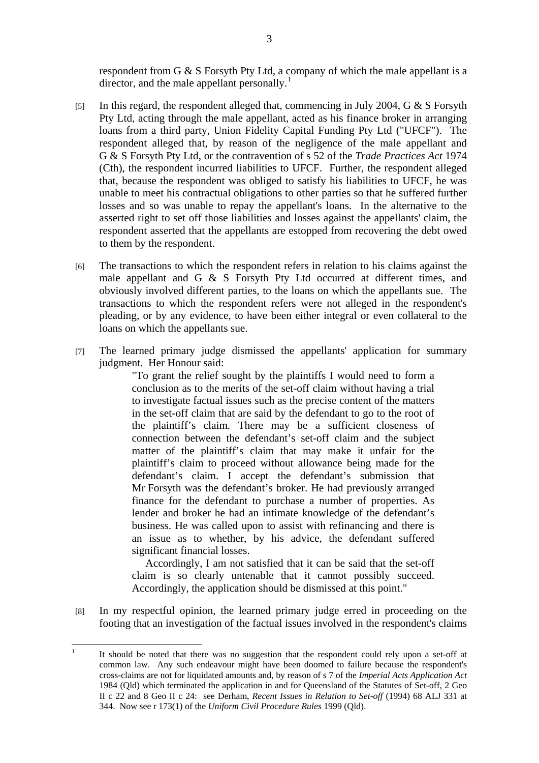respondent from G & S Forsyth Pty Ltd, a company of which the male appellant is a director, and the male appellant personally.[1]

[5] In this regard, the respondent alleged that, commencing in July 2004, G & S Forsyth Pty Ltd, acting through the male appellant, acted as his finance broker in arranging loans from a third party, Union Fidelity Capital Funding Pty Ltd ("UFCF"). The respondent alleged that, by reason of the negligence of the male appellant and G & S Forsyth Pty Ltd, or the contravention of s 52 of the *Trade Practices Act* 1974 (Cth), the respondent incurred liabilities to UFCF. Further, the respondent alleged that, because the respondent was obliged to satisfy his liabilities to UFCF, he was unable to meet his contractual obligations to other parties so that he suffered further losses and so was unable to repay the appellant's loans. In the alternative to the asserted right to set off those liabilities and losses against the appellants' claim, the respondent asserted that the appellants are estopped from recovering the debt owed to them by the respondent.

[6] The transactions to which the respondent refers in relation to his claims against the male appellant and G & S Forsyth Pty Ltd occurred at different times, and obviously involved different parties, to the loans on which the appellants sue. The transactions to which the respondent refers were not alleged in the respondent's pleading, or by any evidence, to have been either integral or even collateral to the loans on which the appellants sue.

[7] The learned primary judge dismissed the appellants' application for summary judgment. Her Honour said:

> "To grant the relief sought by the plaintiffs I would need to form a conclusion as to the merits of the set-off claim without having a trial to investigate factual issues such as the precise content of the matters in the set-off claim that are said by the defendant to go to the root of the plaintiff's claim. There may be a sufficient closeness of connection between the defendant's set-off claim and the subject matter of the plaintiff's claim that may make it unfair for the plaintiff's claim to proceed without allowance being made for the defendant's claim. I accept the defendant's submission that Mr Forsyth was the defendant's broker. He had previously arranged finance for the defendant to purchase a number of properties. As lender and broker he had an intimate knowledge of the defendant's business. He was called upon to assist with refinancing and there is an issue as to whether, by his advice, the defendant suffered significant financial losses.
>
> Accordingly, I am not satisfied that it can be said that the set-off claim is so clearly untenable that it cannot possibly succeed. Accordingly, the application should be dismissed at this point."

[8] In my respectful opinion, the learned primary judge erred in proceeding on the footing that an investigation of the factual issues involved in the respondent's claims

---

[1] It should be noted that there was no suggestion that the respondent could rely upon a set-off at common law. Any such endeavour might have been doomed to failure because the respondent's cross-claims are not for liquidated amounts and, by reason of s 7 of the *Imperial Acts Application Act* 1984 (Qld) which terminated the application in and for Queensland of the Statutes of Set-off, 2 Geo II c 22 and 8 Geo II c 24: see Derham, *Recent Issues in Relation to Set-off* (1994) 68 ALJ 331 at 344. Now see r 173(1) of the *Uniform Civil Procedure Rules* 1999 (Qld).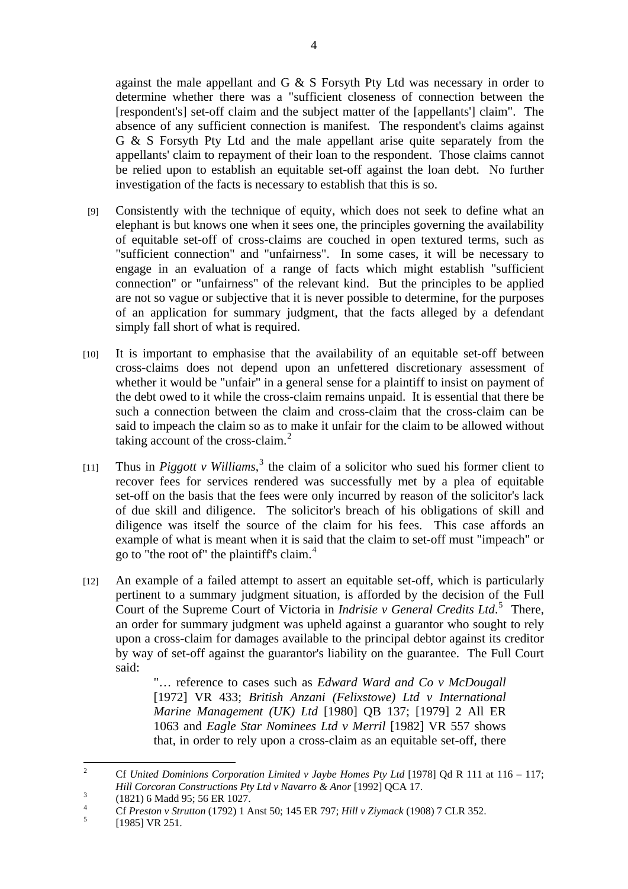against the male appellant and G & S Forsyth Pty Ltd was necessary in order to determine whether there was a "sufficient closeness of connection between the [respondent's] set-off claim and the subject matter of the [appellants'] claim". The absence of any sufficient connection is manifest. The respondent's claims against G & S Forsyth Pty Ltd and the male appellant arise quite separately from the appellants' claim to repayment of their loan to the respondent. Those claims cannot be relied upon to establish an equitable set-off against the loan debt. No further investigation of the facts is necessary to establish that this is so.

[9] Consistently with the technique of equity, which does not seek to define what an elephant is but knows one when it sees one, the principles governing the availability of equitable set-off of cross-claims are couched in open textured terms, such as "sufficient connection" and "unfairness". In some cases, it will be necessary to engage in an evaluation of a range of facts which might establish "sufficient connection" or "unfairness" of the relevant kind. But the principles to be applied are not so vague or subjective that it is never possible to determine, for the purposes of an application for summary judgment, that the facts alleged by a defendant simply fall short of what is required.

[10] It is important to emphasise that the availability of an equitable set-off between cross-claims does not depend upon an unfettered discretionary assessment of whether it would be "unfair" in a general sense for a plaintiff to insist on payment of the debt owed to it while the cross-claim remains unpaid. It is essential that there be such a connection between the claim and cross-claim that the cross-claim can be said to impeach the claim so as to make it unfair for the claim to be allowed without taking account of the cross-claim.[2]

[11] Thus in *Piggott v Williams*,[3] the claim of a solicitor who sued his former client to recover fees for services rendered was successfully met by a plea of equitable set-off on the basis that the fees were only incurred by reason of the solicitor's lack of due skill and diligence. The solicitor's breach of his obligations of skill and diligence was itself the source of the claim for his fees. This case affords an example of what is meant when it is said that the claim to set-off must "impeach" or go to "the root of" the plaintiff's claim.[4]

[12] An example of a failed attempt to assert an equitable set-off, which is particularly pertinent to a summary judgment situation, is afforded by the decision of the Full Court of the Supreme Court of Victoria in *Indrisie v General Credits Ltd*.[5] There, an order for summary judgment was upheld against a guarantor who sought to rely upon a cross-claim for damages available to the principal debtor against its creditor by way of set-off against the guarantor's liability on the guarantee. The Full Court said:

> "… reference to cases such as *Edward Ward and Co v McDougall* [1972] VR 433; *British Anzani (Felixstowe) Ltd v International Marine Management (UK) Ltd* [1980] QB 137; [1979] 2 All ER 1063 and *Eagle Star Nominees Ltd v Merril* [1982] VR 557 shows that, in order to rely upon a cross-claim as an equitable set-off, there

---

[2] Cf *United Dominions Corporation Limited v Jaybe Homes Pty Ltd* [1978] Qd R 111 at 116 – 117; *Hill Corcoran Constructions Pty Ltd v Navarro & Anor* [1992] QCA 17.

[3] (1821) 6 Madd 95; 56 ER 1027.

[4] Cf *Preston v Strutton* (1792) 1 Anst 50; 145 ER 797; *Hill v Ziymack* (1908) 7 CLR 352.

[5] [1985] VR 251.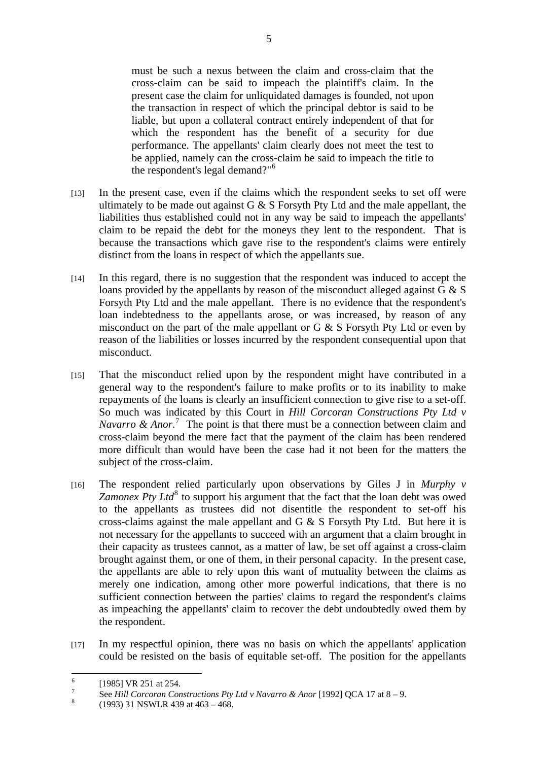must be such a nexus between the claim and cross-claim that the cross-claim can be said to impeach the plaintiff's claim. In the present case the claim for unliquidated damages is founded, not upon the transaction in respect of which the principal debtor is said to be liable, but upon a collateral contract entirely independent of that for which the respondent has the benefit of a security for due performance. The appellants' claim clearly does not meet the test to be applied, namely can the cross-claim be said to impeach the title to the respondent's legal demand?"[6]

[13] In the present case, even if the claims which the respondent seeks to set off were ultimately to be made out against G & S Forsyth Pty Ltd and the male appellant, the liabilities thus established could not in any way be said to impeach the appellants' claim to be repaid the debt for the moneys they lent to the respondent. That is because the transactions which gave rise to the respondent's claims were entirely distinct from the loans in respect of which the appellants sue.

[14] In this regard, there is no suggestion that the respondent was induced to accept the loans provided by the appellants by reason of the misconduct alleged against G & S Forsyth Pty Ltd and the male appellant. There is no evidence that the respondent's loan indebtedness to the appellants arose, or was increased, by reason of any misconduct on the part of the male appellant or G & S Forsyth Pty Ltd or even by reason of the liabilities or losses incurred by the respondent consequential upon that misconduct.

[15] That the misconduct relied upon by the respondent might have contributed in a general way to the respondent's failure to make profits or to its inability to make repayments of the loans is clearly an insufficient connection to give rise to a set-off. So much was indicated by this Court in *Hill Corcoran Constructions Pty Ltd v Navarro & Anor*.[7] The point is that there must be a connection between claim and cross-claim beyond the mere fact that the payment of the claim has been rendered more difficult than would have been the case had it not been for the matters the subject of the cross-claim.

[16] The respondent relied particularly upon observations by Giles J in *Murphy v Zamonex Pty Ltd*[8] to support his argument that the fact that the loan debt was owed to the appellants as trustees did not disentitle the respondent to set-off his cross-claims against the male appellant and G & S Forsyth Pty Ltd. But here it is not necessary for the appellants to succeed with an argument that a claim brought in their capacity as trustees cannot, as a matter of law, be set off against a cross-claim brought against them, or one of them, in their personal capacity. In the present case, the appellants are able to rely upon this want of mutuality between the claims as merely one indication, among other more powerful indications, that there is no sufficient connection between the parties' claims to regard the respondent's claims as impeaching the appellants' claim to recover the debt undoubtedly owed them by the respondent.

[17] In my respectful opinion, there was no basis on which the appellants' application could be resisted on the basis of equitable set-off. The position for the appellants

---

[6] [1985] VR 251 at 254.

[7] See *Hill Corcoran Constructions Pty Ltd v Navarro & Anor* [1992] QCA 17 at 8 – 9.

[8] (1993) 31 NSWLR 439 at 463 – 468.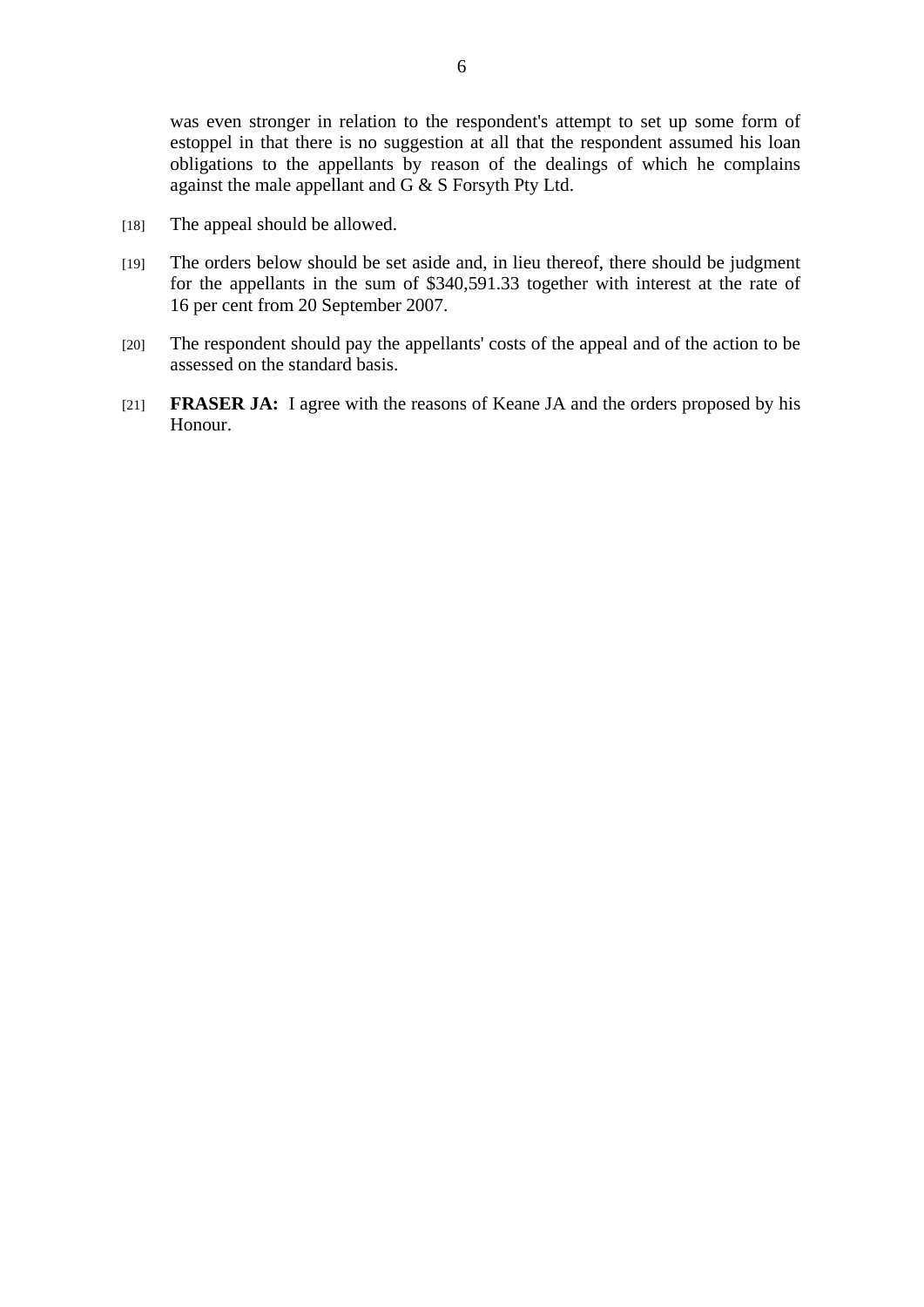was even stronger in relation to the respondent's attempt to set up some form of estoppel in that there is no suggestion at all that the respondent assumed his loan obligations to the appellants by reason of the dealings of which he complains against the male appellant and G & S Forsyth Pty Ltd.

[18] The appeal should be allowed.

[19] The orders below should be set aside and, in lieu thereof, there should be judgment for the appellants in the sum of $340,591.33 together with interest at the rate of 16 per cent from 20 September 2007.

[20] The respondent should pay the appellants' costs of the appeal and of the action to be assessed on the standard basis.

[21] **FRASER JA:** I agree with the reasons of Keane JA and the orders proposed by his Honour.